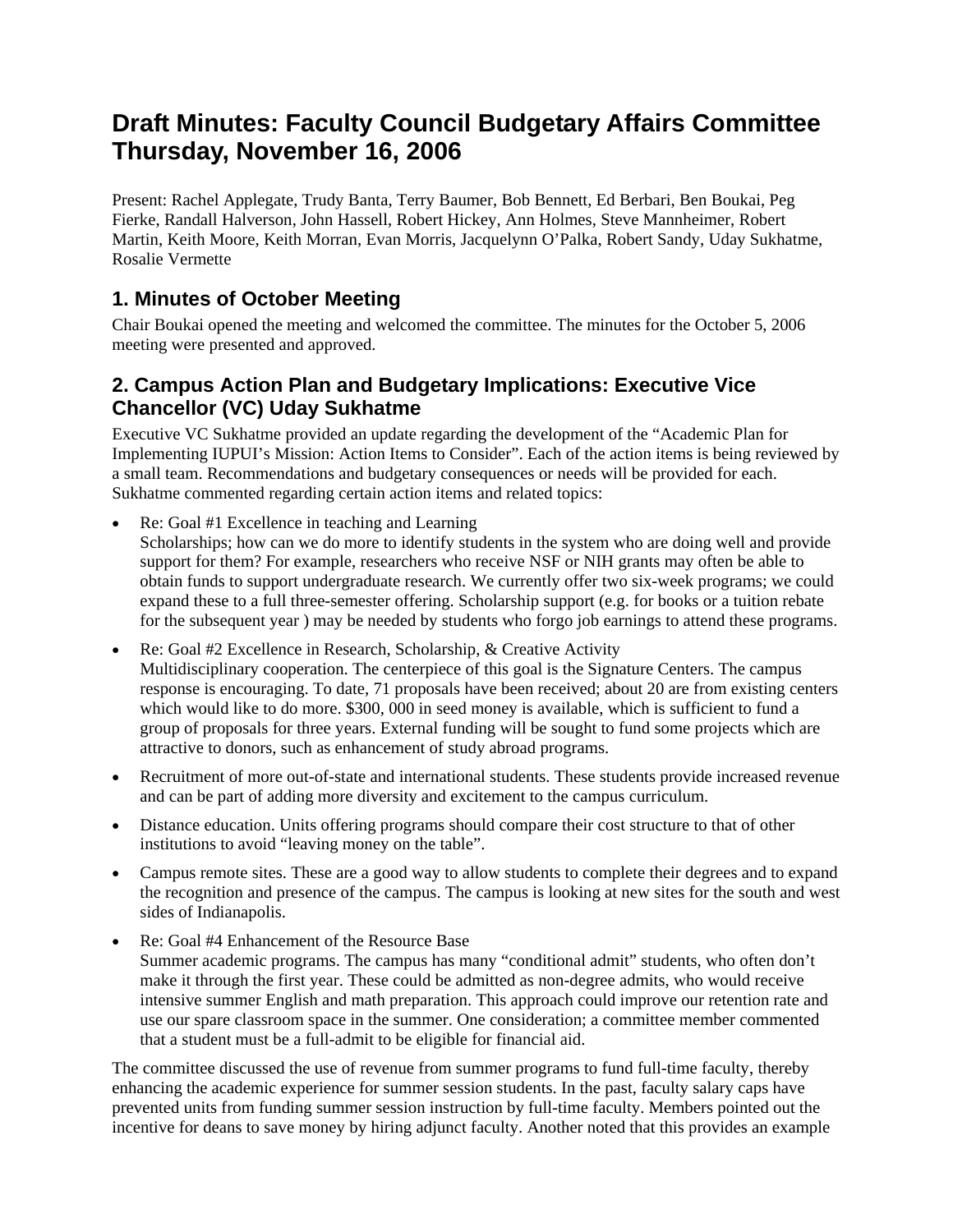# Draft Minutes: Faculty Council Budgetary Affairs Committee Thursday, November 16, 2006

Present: Rachel Applegate, Trudy Banta, Terry Baumer, Bob Bennett, Ed Berbari, Ben Boukai, Peg Fierke, Randall Halverson, John Hassell, Robert Hickey, Ann Holmes, Steve Mannheimer, Robert Martin, Keith Moore, Keith Morran, Evan Morris, Jacquelynn O'Palka, Robert Sandy, Uday Sukhatme, Rosalie Vermette

## 1. Minutes of October Meeting

Chair Boukai opened the meeting and welcomed the committee. The minutes for the October 5, 2006 meeting were presented and approved.

## 2. Campus Action Plan and Budgetary Implications: Executive Vice Chancellor (VC) Uday Sukhatme

Executive VC Sukhatme provided an update regarding the development of the "Academic Plan for Implementing IUPUI's Mission: Action Items to Consider". Each of the action items is being reviewed by a small team. Recommendations and budgetary consequences or needs will be provided for each. Sukhatme commented regarding certain action items and related topics:

- Re: Goal #1 Excellence in teaching and Learning
  Scholarships; how can we do more to identify students in the system who are doing well and provide support for them? For example, researchers who receive NSF or NIH grants may often be able to obtain funds to support undergraduate research. We currently offer two six-week programs; we could expand these to a full three-semester offering. Scholarship support (e.g. for books or a tuition rebate for the subsequent year ) may be needed by students who forgo job earnings to attend these programs.
- Re: Goal #2 Excellence in Research, Scholarship, & Creative Activity
  Multidisciplinary cooperation. The centerpiece of this goal is the Signature Centers. The campus response is encouraging. To date, 71 proposals have been received; about 20 are from existing centers which would like to do more. $300, 000 in seed money is available, which is sufficient to fund a group of proposals for three years. External funding will be sought to fund some projects which are attractive to donors, such as enhancement of study abroad programs.
- Recruitment of more out-of-state and international students. These students provide increased revenue and can be part of adding more diversity and excitement to the campus curriculum.
- Distance education. Units offering programs should compare their cost structure to that of other institutions to avoid "leaving money on the table".
- Campus remote sites. These are a good way to allow students to complete their degrees and to expand the recognition and presence of the campus. The campus is looking at new sites for the south and west sides of Indianapolis.
- Re: Goal #4 Enhancement of the Resource Base
  Summer academic programs. The campus has many "conditional admit" students, who often don't make it through the first year. These could be admitted as non-degree admits, who would receive intensive summer English and math preparation. This approach could improve our retention rate and use our spare classroom space in the summer. One consideration; a committee member commented that a student must be a full-admit to be eligible for financial aid.

The committee discussed the use of revenue from summer programs to fund full-time faculty, thereby enhancing the academic experience for summer session students. In the past, faculty salary caps have prevented units from funding summer session instruction by full-time faculty. Members pointed out the incentive for deans to save money by hiring adjunct faculty. Another noted that this provides an example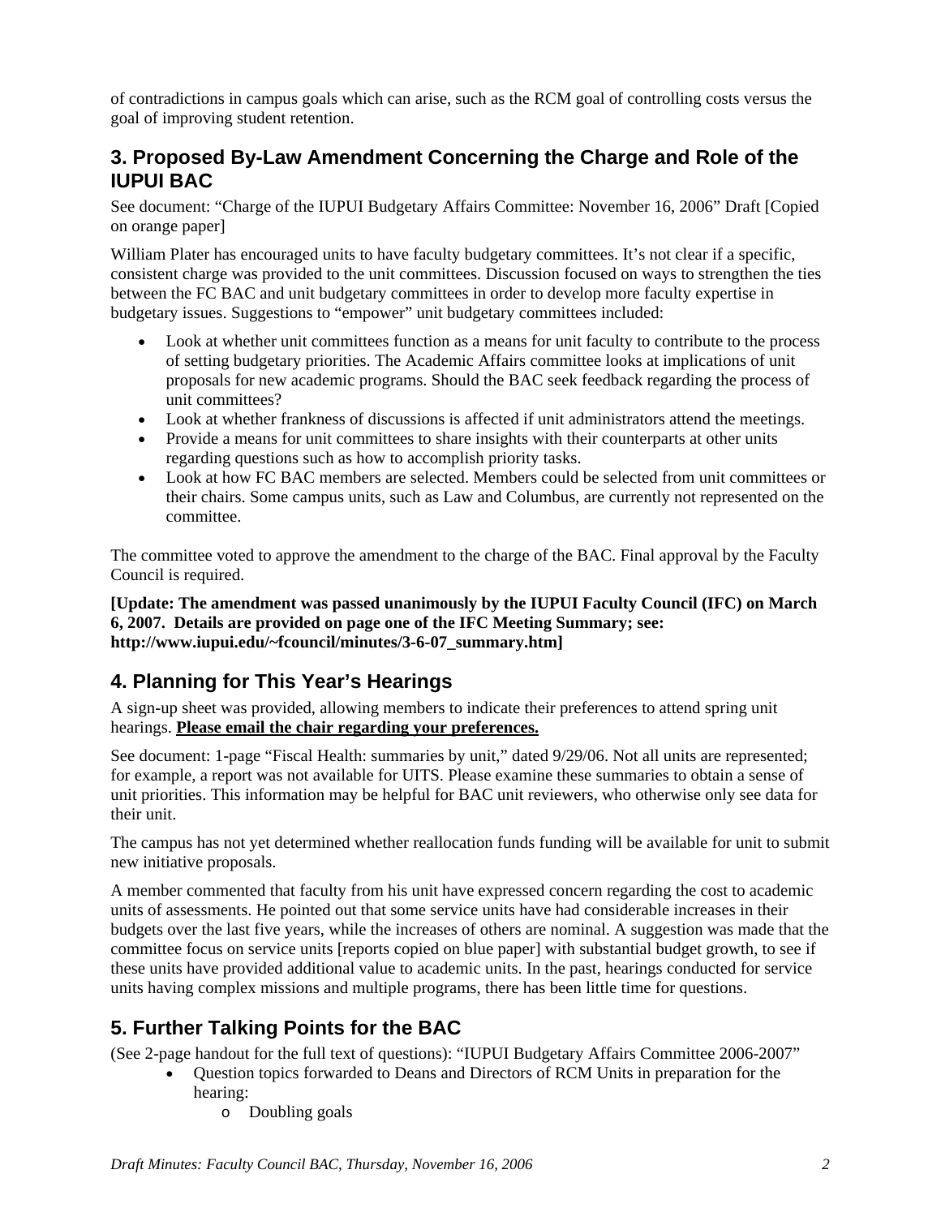of contradictions in campus goals which can arise, such as the RCM goal of controlling costs versus the goal of improving student retention.

## 3. Proposed By-Law Amendment Concerning the Charge and Role of the IUPUI BAC

See document: “Charge of the IUPUI Budgetary Affairs Committee: November 16, 2006” Draft [Copied on orange paper]

William Plater has encouraged units to have faculty budgetary committees. It’s not clear if a specific, consistent charge was provided to the unit committees. Discussion focused on ways to strengthen the ties between the FC BAC and unit budgetary committees in order to develop more faculty expertise in budgetary issues. Suggestions to “empower” unit budgetary committees included:

- Look at whether unit committees function as a means for unit faculty to contribute to the process of setting budgetary priorities. The Academic Affairs committee looks at implications of unit proposals for new academic programs. Should the BAC seek feedback regarding the process of unit committees?
- Look at whether frankness of discussions is affected if unit administrators attend the meetings.
- Provide a means for unit committees to share insights with their counterparts at other units regarding questions such as how to accomplish priority tasks.
- Look at how FC BAC members are selected. Members could be selected from unit committees or their chairs. Some campus units, such as Law and Columbus, are currently not represented on the committee.

The committee voted to approve the amendment to the charge of the BAC. Final approval by the Faculty Council is required.

**[Update: The amendment was passed unanimously by the IUPUI Faculty Council (IFC) on March 6, 2007. Details are provided on page one of the IFC Meeting Summary; see: http://www.iupui.edu/~fcouncil/minutes/3-6-07_summary.htm]**

## 4. Planning for This Year’s Hearings

A sign-up sheet was provided, allowing members to indicate their preferences to attend spring unit hearings. **Please email the chair regarding your preferences.**

See document: 1-page “Fiscal Health: summaries by unit,” dated 9/29/06. Not all units are represented; for example, a report was not available for UITS. Please examine these summaries to obtain a sense of unit priorities. This information may be helpful for BAC unit reviewers, who otherwise only see data for their unit.

The campus has not yet determined whether reallocation funds funding will be available for unit to submit new initiative proposals.

A member commented that faculty from his unit have expressed concern regarding the cost to academic units of assessments. He pointed out that some service units have had considerable increases in their budgets over the last five years, while the increases of others are nominal. A suggestion was made that the committee focus on service units [reports copied on blue paper] with substantial budget growth, to see if these units have provided additional value to academic units. In the past, hearings conducted for service units having complex missions and multiple programs, there has been little time for questions.

## 5. Further Talking Points for the BAC

(See 2-page handout for the full text of questions): “IUPUI Budgetary Affairs Committee 2006-2007”

- Question topics forwarded to Deans and Directors of RCM Units in preparation for the hearing:
  - Doubling goals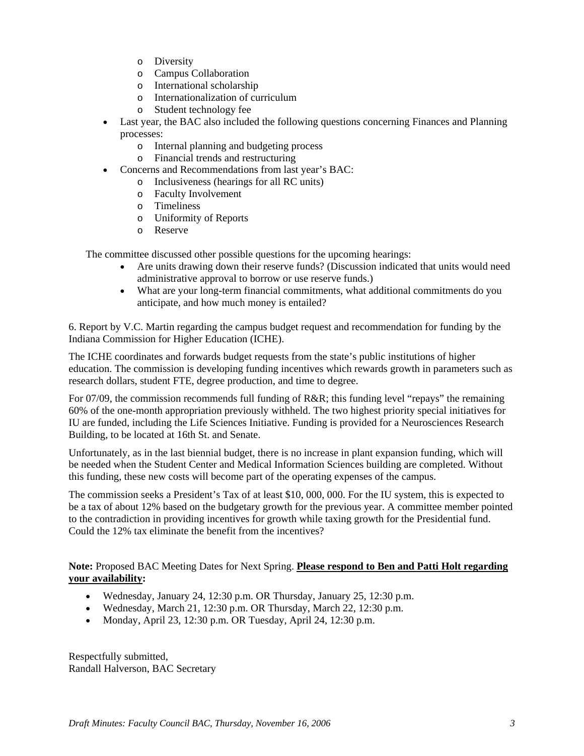- Diversity
    - Campus Collaboration
    - International scholarship
    - Internationalization of curriculum
    - Student technology fee
- Last year, the BAC also included the following questions concerning Finances and Planning processes:
    - Internal planning and budgeting process
    - Financial trends and restructuring
- Concerns and Recommendations from last year's BAC:
    - Inclusiveness (hearings for all RC units)
    - Faculty Involvement
    - Timeliness
    - Uniformity of Reports
    - Reserve

The committee discussed other possible questions for the upcoming hearings:

- Are units drawing down their reserve funds? (Discussion indicated that units would need administrative approval to borrow or use reserve funds.)
- What are your long-term financial commitments, what additional commitments do you anticipate, and how much money is entailed?

6. Report by V.C. Martin regarding the campus budget request and recommendation for funding by the Indiana Commission for Higher Education (ICHE).

The ICHE coordinates and forwards budget requests from the state's public institutions of higher education. The commission is developing funding incentives which rewards growth in parameters such as research dollars, student FTE, degree production, and time to degree.

For 07/09, the commission recommends full funding of R&R; this funding level "repays" the remaining 60% of the one-month appropriation previously withheld. The two highest priority special initiatives for IU are funded, including the Life Sciences Initiative. Funding is provided for a Neurosciences Research Building, to be located at 16th St. and Senate.

Unfortunately, as in the last biennial budget, there is no increase in plant expansion funding, which will be needed when the Student Center and Medical Information Sciences building are completed. Without this funding, these new costs will become part of the operating expenses of the campus.

The commission seeks a President's Tax of at least $10, 000, 000. For the IU system, this is expected to be a tax of about 12% based on the budgetary growth for the previous year. A committee member pointed to the contradiction in providing incentives for growth while taxing growth for the Presidential fund. Could the 12% tax eliminate the benefit from the incentives?

**Note:** Proposed BAC Meeting Dates for Next Spring. **<u>Please respond to Ben and Patti Holt regarding your availability</u>:**

- Wednesday, January 24, 12:30 p.m. OR Thursday, January 25, 12:30 p.m.
- Wednesday, March 21, 12:30 p.m. OR Thursday, March 22, 12:30 p.m.
- Monday, April 23, 12:30 p.m. OR Tuesday, April 24, 12:30 p.m.

Respectfully submitted,
Randall Halverson, BAC Secretary